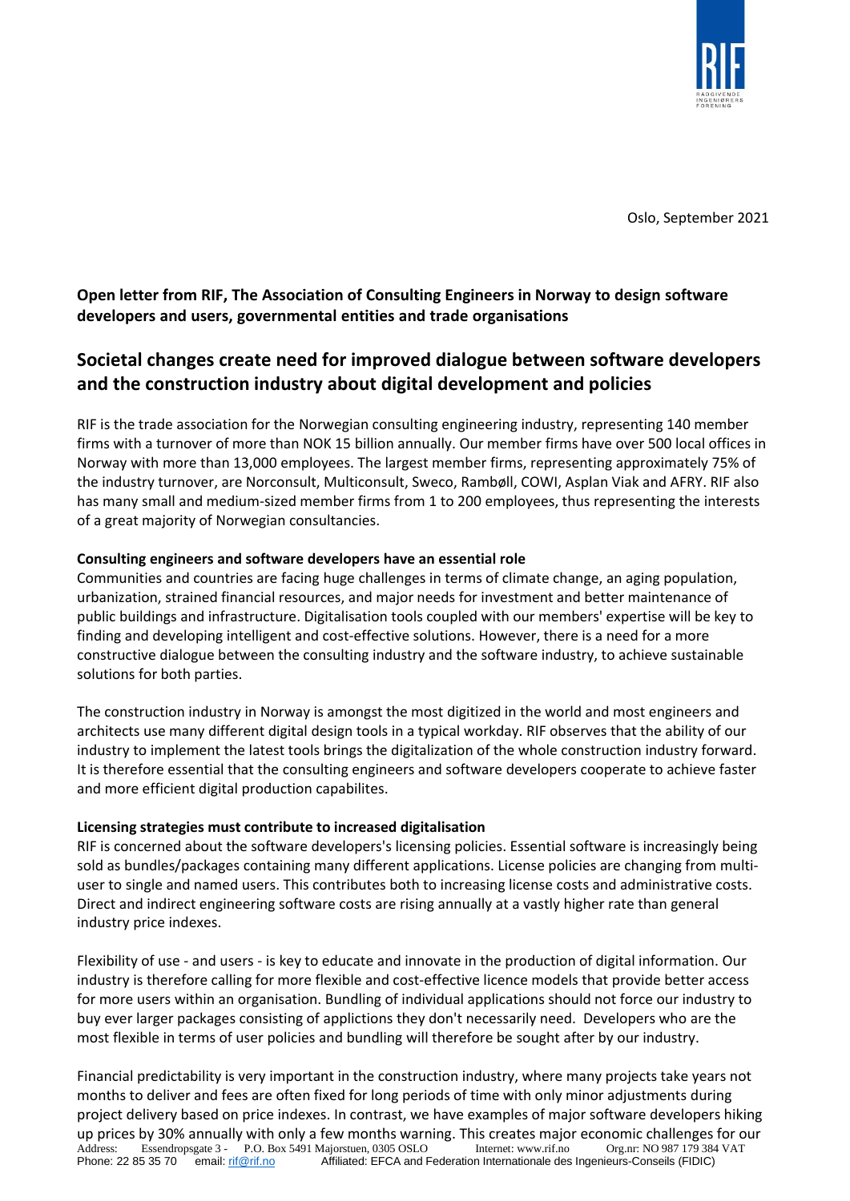Oslo, September 2021

**Open letter from RIF, The Association of Consulting Engineers in Norway to design software developers and users, governmental entities and trade organisations**

# Societal changes create need for improved dialogue between software developers and the construction industry about digital development and policies

RIF is the trade association for the Norwegian consulting engineering industry, representing 140 member firms with a turnover of more than NOK 15 billion annually. Our member firms have over 500 local offices in Norway with more than 13,000 employees. The largest member firms, representing approximately 75% of the industry turnover, are Norconsult, Multiconsult, Sweco, Rambøll, COWI, Asplan Viak and AFRY. RIF also has many small and medium-sized member firms from 1 to 200 employees, thus representing the interests of a great majority of Norwegian consultancies.

**Consulting engineers and software developers have an essential role**

Communities and countries are facing huge challenges in terms of climate change, an aging population, urbanization, strained financial resources, and major needs for investment and better maintenance of public buildings and infrastructure. Digitalisation tools coupled with our members' expertise will be key to finding and developing intelligent and cost-effective solutions. However, there is a need for a more constructive dialogue between the consulting industry and the software industry, to achieve sustainable solutions for both parties.

The construction industry in Norway is amongst the most digitized in the world and most engineers and architects use many different digital design tools in a typical workday. RIF observes that the ability of our industry to implement the latest tools brings the digitalization of the whole construction industry forward. It is therefore essential that the consulting engineers and software developers cooperate to achieve faster and more efficient digital production capabilites.

**Licensing strategies must contribute to increased digitalisation**

RIF is concerned about the software developers's licensing policies. Essential software is increasingly being sold as bundles/packages containing many different applications. License policies are changing from multi-user to single and named users. This contributes both to increasing license costs and administrative costs. Direct and indirect engineering software costs are rising annually at a vastly higher rate than general industry price indexes.

Flexibility of use - and users - is key to educate and innovate in the production of digital information. Our industry is therefore calling for more flexible and cost-effective licence models that provide better access for more users within an organisation. Bundling of individual applications should not force our industry to buy ever larger packages consisting of applictions they don't necessarily need. Developers who are the most flexible in terms of user policies and bundling will therefore be sought after by our industry.

Financial predictability is very important in the construction industry, where many projects take years not months to deliver and fees are often fixed for long periods of time with only minor adjustments during project delivery based on price indexes. In contrast, we have examples of major software developers hiking up prices by 30% annually with only a few months warning. This creates major economic challenges for our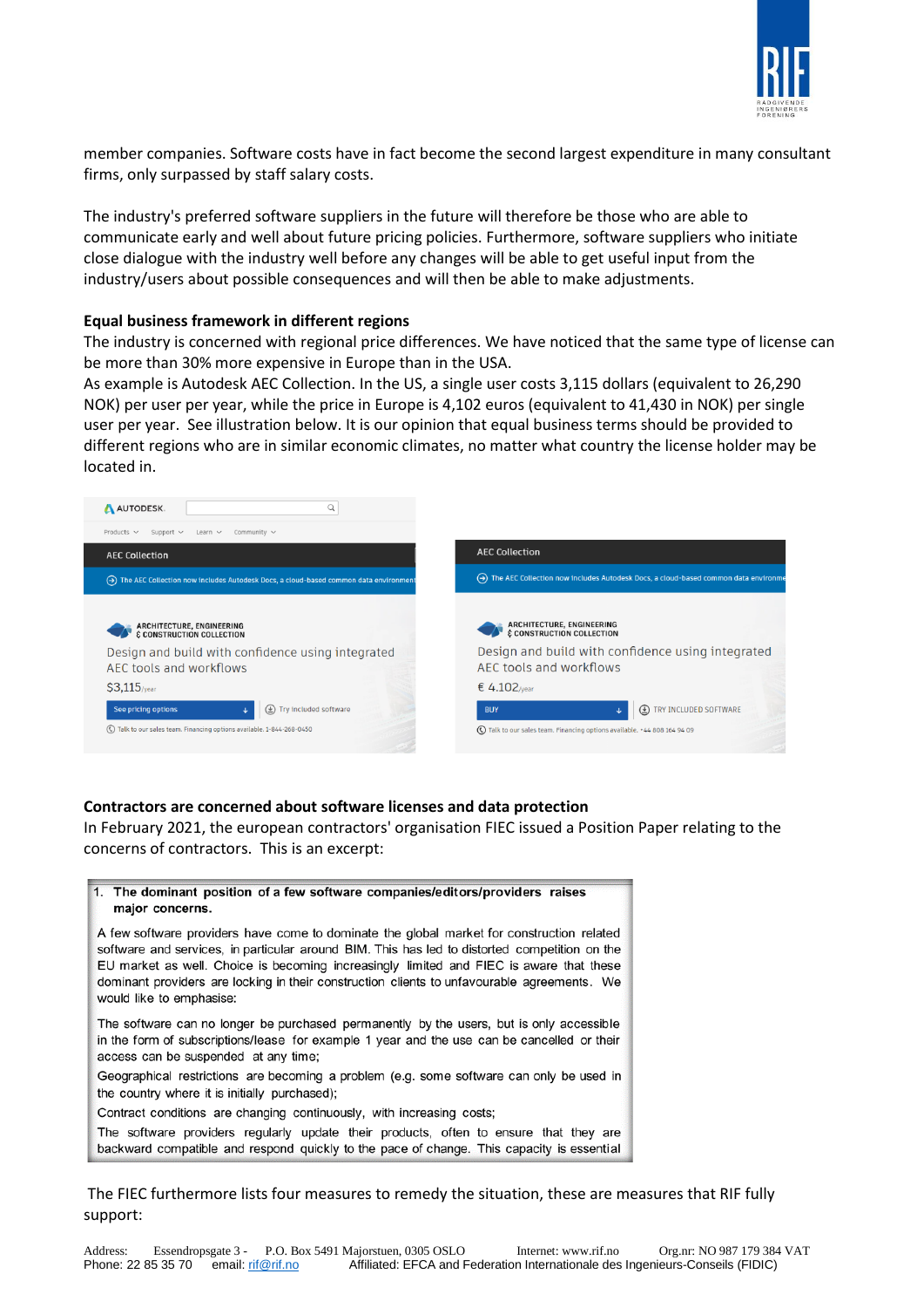member companies. Software costs have in fact become the second largest expenditure in many consultant firms, only surpassed by staff salary costs.

The industry's preferred software suppliers in the future will therefore be those who are able to communicate early and well about future pricing policies. Furthermore, software suppliers who initiate close dialogue with the industry well before any changes will be able to get useful input from the industry/users about possible consequences and will then be able to make adjustments.

**Equal business framework in different regions**

The industry is concerned with regional price differences. We have noticed that the same type of license can be more than 30% more expensive in Europe than in the USA.
As example is Autodesk AEC Collection. In the US, a single user costs 3,115 dollars (equivalent to 26,290 NOK) per user per year, while the price in Europe is 4,102 euros (equivalent to 41,430 in NOK) per single user per year. See illustration below. It is our opinion that equal business terms should be provided to different regions who are in similar economic climates, no matter what country the license holder may be located in.

**Contractors are concerned about software licenses and data protection**

In February 2021, the european contractors' organisation FIEC issued a Position Paper relating to the concerns of contractors. This is an excerpt:

> 1. **The dominant position of a few software companies/editors/providers raises major concerns.**
>
> A few software providers have come to dominate the global market for construction related software and services, in particular around BIM. This has led to distorted competition on the EU market as well. Choice is becoming increasingly limited and FIEC is aware that these dominant providers are locking in their construction clients to unfavourable agreements. We would like to emphasise:
>
> The software can no longer be purchased permanently by the users, but is only accessible in the form of subscriptions/lease for example 1 year and the use can be cancelled or their access can be suspended at any time;
>
> Geographical restrictions are becoming a problem (e.g. some software can only be used in the country where it is initially purchased);
>
> Contract conditions are changing continuously, with increasing costs;
>
> The software providers regularly update their products, often to ensure that they are backward compatible and respond quickly to the pace of change. This capacity is essential

The FIEC furthermore lists four measures to remedy the situation, these are measures that RIF fully support: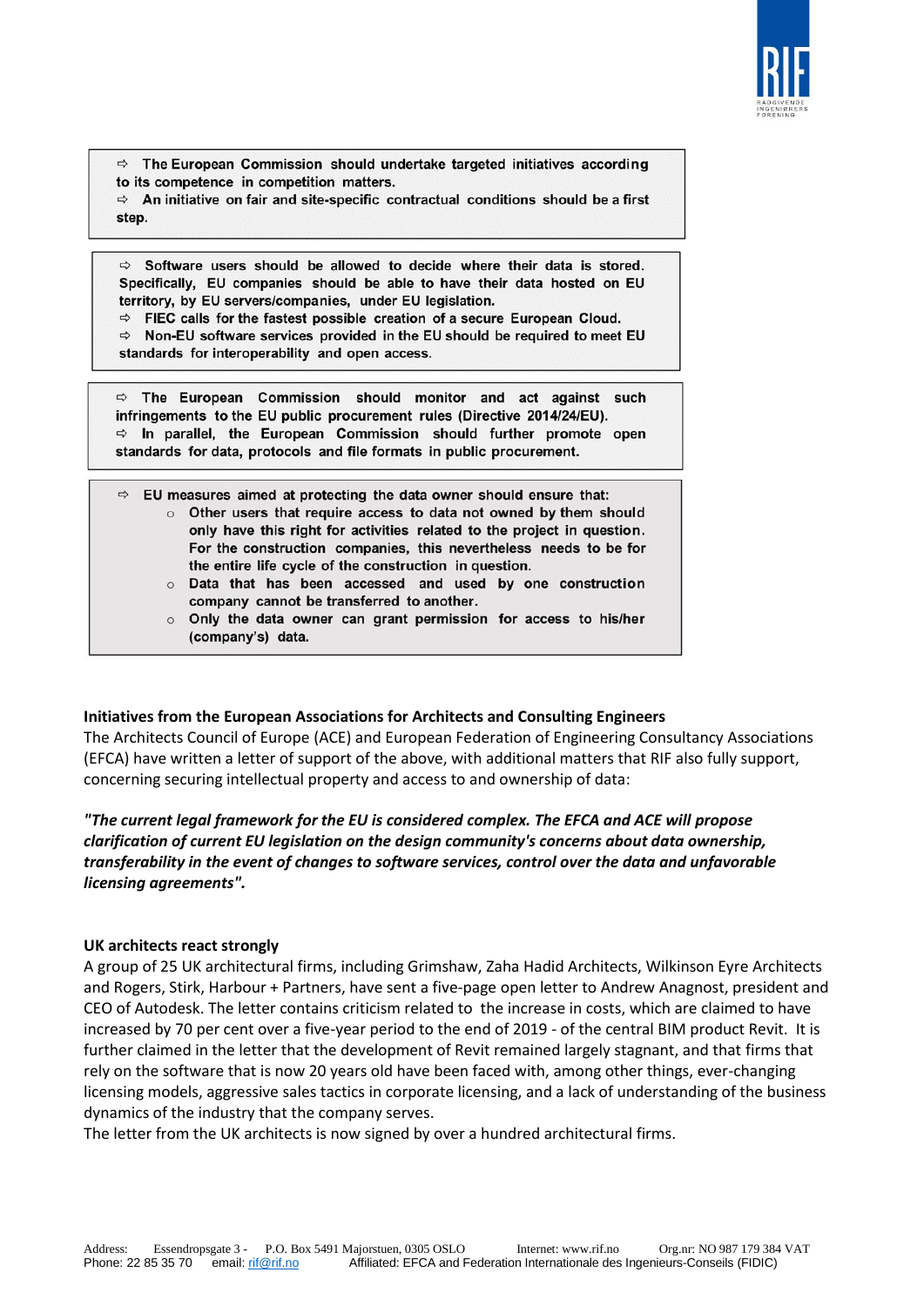> ⇨ The European Commission should undertake targeted initiatives according to its competence in competition matters.
> ⇨ An initiative on fair and site-specific contractual conditions should be a first step.

> ⇨ Software users should be allowed to decide where their data is stored. Specifically, EU companies should be able to have their data hosted on EU territory, by EU servers/companies, under EU legislation.
> ⇨ FIEC calls for the fastest possible creation of a secure European Cloud.
> ⇨ Non-EU software services provided in the EU should be required to meet EU standards for interoperability and open access.

> ⇨ The European Commission should monitor and act against such infringements to the EU public procurement rules (Directive 2014/24/EU).
> ⇨ In parallel, the European Commission should further promote open standards for data, protocols and file formats in public procurement.

> ⇨ EU measures aimed at protecting the data owner should ensure that:
> - Other users that require access to data not owned by them should only have this right for activities related to the project in question. For the construction companies, this nevertheless needs to be for the entire life cycle of the construction in question.
> - Data that has been accessed and used by one construction company cannot be transferred to another.
> - Only the data owner can grant permission for access to his/her (company's) data.

**Initiatives from the European Associations for Architects and Consulting Engineers**
The Architects Council of Europe (ACE) and European Federation of Engineering Consultancy Associations (EFCA) have written a letter of support of the above, with additional matters that RIF also fully support, concerning securing intellectual property and access to and ownership of data:

***"The current legal framework for the EU is considered complex. The EFCA and ACE will propose clarification of current EU legislation on the design community's concerns about data ownership, transferability in the event of changes to software services, control over the data and unfavorable licensing agreements".***

**UK architects react strongly**
A group of 25 UK architectural firms, including Grimshaw, Zaha Hadid Architects, Wilkinson Eyre Architects and Rogers, Stirk, Harbour + Partners, have sent a five-page open letter to Andrew Anagnost, president and CEO of Autodesk. The letter contains criticism related to the increase in costs, which are claimed to have increased by 70 per cent over a five-year period to the end of 2019 - of the central BIM product Revit. It is further claimed in the letter that the development of Revit remained largely stagnant, and that firms that rely on the software that is now 20 years old have been faced with, among other things, ever-changing licensing models, aggressive sales tactics in corporate licensing, and a lack of understanding of the business dynamics of the industry that the company serves.
The letter from the UK architects is now signed by over a hundred architectural firms.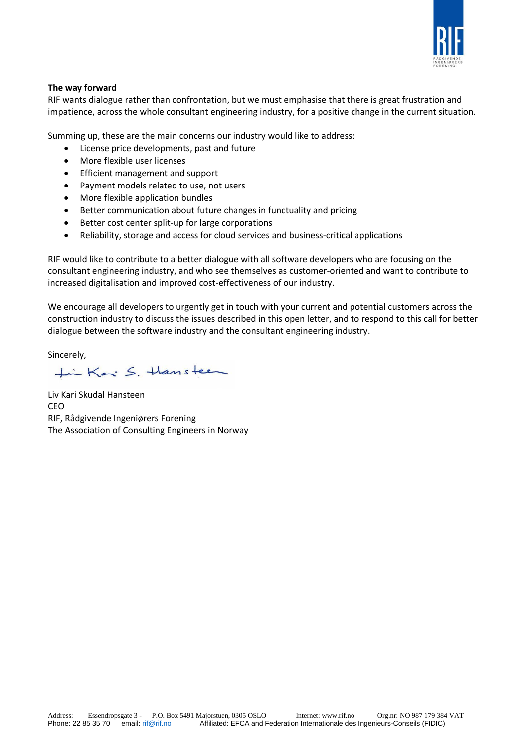**The way forward**

RIF wants dialogue rather than confrontation, but we must emphasise that there is great frustration and impatience, across the whole consultant engineering industry, for a positive change in the current situation.

Summing up, these are the main concerns our industry would like to address:

- License price developments, past and future
- More flexible user licenses
- Efficient management and support
- Payment models related to use, not users
- More flexible application bundles
- Better communication about future changes in functuality and pricing
- Better cost center split-up for large corporations
- Reliability, storage and access for cloud services and business-critical applications

RIF would like to contribute to a better dialogue with all software developers who are focusing on the consultant engineering industry, and who see themselves as customer-oriented and want to contribute to increased digitalisation and improved cost-effectiveness of our industry.

We encourage all developers to urgently get in touch with your current and potential customers across the construction industry to discuss the issues described in this open letter, and to respond to this call for better dialogue between the software industry and the consultant engineering industry.

Sincerely,

Liv Kari Skudal Hansteen
CEO
RIF, Rådgivende Ingeniørers Forening
The Association of Consulting Engineers in Norway

Address: Essendropsgate 3 - P.O. Box 5491 Majorstuen, 0305 OSLO Internet: www.rif.no Org.nr: NO 987 179 384 VAT
Phone: 22 85 35 70 email: rif@rif.no Affiliated: EFCA and Federation Internationale des Ingenieurs-Conseils (FIDIC)